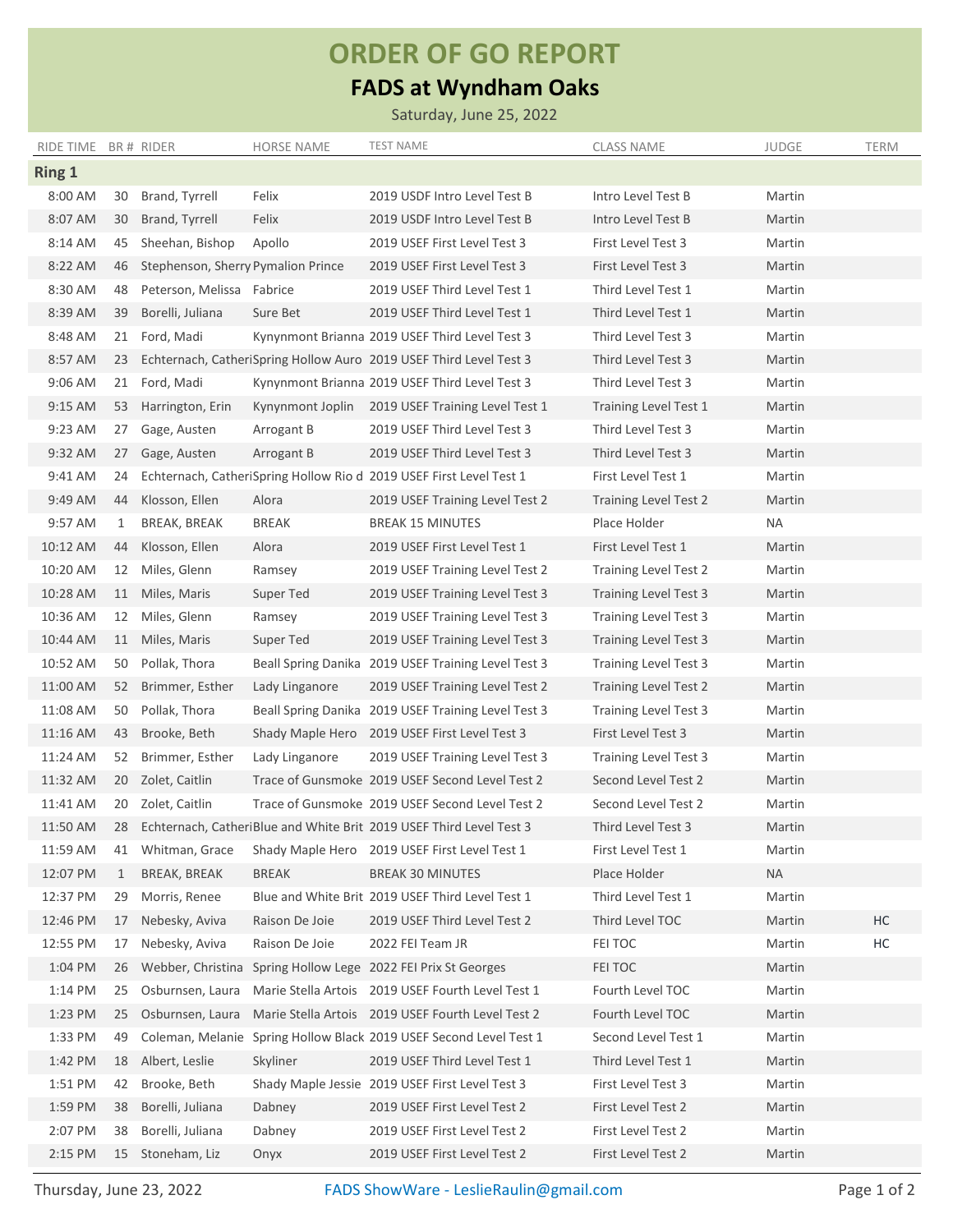# ORDER OF GO REPORT

## FADS at Wyndham Oaks

Saturday, June 25, 2022

| RIDE TIME | BR # | RIDER | HORSE NAME | TEST NAME | CLASS NAME | JUDGE | TERM |
|---|---|---|---|---|---|---|---|
| **Ring 1** | | | | | | | |
| 8:00 AM | 30 | Brand, Tyrrell | Felix | 2019 USDF Intro Level Test B | Intro Level Test B | Martin | |
| 8:07 AM | 30 | Brand, Tyrrell | Felix | 2019 USDF Intro Level Test B | Intro Level Test B | Martin | |
| 8:14 AM | 45 | Sheehan, Bishop | Apollo | 2019 USEF First Level Test 3 | First Level Test 3 | Martin | |
| 8:22 AM | 46 | Stephenson, Sherry | Pymalion Prince | 2019 USEF First Level Test 3 | First Level Test 3 | Martin | |
| 8:30 AM | 48 | Peterson, Melissa | Fabrice | 2019 USEF Third Level Test 1 | Third Level Test 1 | Martin | |
| 8:39 AM | 39 | Borelli, Juliana | Sure Bet | 2019 USEF Third Level Test 1 | Third Level Test 1 | Martin | |
| 8:48 AM | 21 | Ford, Madi | Kynynmont Brianna | 2019 USEF Third Level Test 3 | Third Level Test 3 | Martin | |
| 8:57 AM | 23 | Echternach, Catheri | Spring Hollow Auro | 2019 USEF Third Level Test 3 | Third Level Test 3 | Martin | |
| 9:06 AM | 21 | Ford, Madi | Kynynmont Brianna | 2019 USEF Third Level Test 3 | Third Level Test 3 | Martin | |
| 9:15 AM | 53 | Harrington, Erin | Kynynmont Joplin | 2019 USEF Training Level Test 1 | Training Level Test 1 | Martin | |
| 9:23 AM | 27 | Gage, Austen | Arrogant B | 2019 USEF Third Level Test 3 | Third Level Test 3 | Martin | |
| 9:32 AM | 27 | Gage, Austen | Arrogant B | 2019 USEF Third Level Test 3 | Third Level Test 3 | Martin | |
| 9:41 AM | 24 | Echternach, Catheri | Spring Hollow Rio d | 2019 USEF First Level Test 1 | First Level Test 1 | Martin | |
| 9:49 AM | 44 | Klosson, Ellen | Alora | 2019 USEF Training Level Test 2 | Training Level Test 2 | Martin | |
| 9:57 AM | 1 | BREAK, BREAK | BREAK | BREAK 15 MINUTES | Place Holder | NA | |
| 10:12 AM | 44 | Klosson, Ellen | Alora | 2019 USEF First Level Test 1 | First Level Test 1 | Martin | |
| 10:20 AM | 12 | Miles, Glenn | Ramsey | 2019 USEF Training Level Test 2 | Training Level Test 2 | Martin | |
| 10:28 AM | 11 | Miles, Maris | Super Ted | 2019 USEF Training Level Test 3 | Training Level Test 3 | Martin | |
| 10:36 AM | 12 | Miles, Glenn | Ramsey | 2019 USEF Training Level Test 3 | Training Level Test 3 | Martin | |
| 10:44 AM | 11 | Miles, Maris | Super Ted | 2019 USEF Training Level Test 3 | Training Level Test 3 | Martin | |
| 10:52 AM | 50 | Pollak, Thora | Beall Spring Danika | 2019 USEF Training Level Test 3 | Training Level Test 3 | Martin | |
| 11:00 AM | 52 | Brimmer, Esther | Lady Linganore | 2019 USEF Training Level Test 2 | Training Level Test 2 | Martin | |
| 11:08 AM | 50 | Pollak, Thora | Beall Spring Danika | 2019 USEF Training Level Test 3 | Training Level Test 3 | Martin | |
| 11:16 AM | 43 | Brooke, Beth | Shady Maple Hero | 2019 USEF First Level Test 3 | First Level Test 3 | Martin | |
| 11:24 AM | 52 | Brimmer, Esther | Lady Linganore | 2019 USEF Training Level Test 3 | Training Level Test 3 | Martin | |
| 11:32 AM | 20 | Zolet, Caitlin | Trace of Gunsmoke | 2019 USEF Second Level Test 2 | Second Level Test 2 | Martin | |
| 11:41 AM | 20 | Zolet, Caitlin | Trace of Gunsmoke | 2019 USEF Second Level Test 2 | Second Level Test 2 | Martin | |
| 11:50 AM | 28 | Echternach, Catheri | Blue and White Brit | 2019 USEF Third Level Test 3 | Third Level Test 3 | Martin | |
| 11:59 AM | 41 | Whitman, Grace | Shady Maple Hero | 2019 USEF First Level Test 1 | First Level Test 1 | Martin | |
| 12:07 PM | 1 | BREAK, BREAK | BREAK | BREAK 30 MINUTES | Place Holder | NA | |
| 12:37 PM | 29 | Morris, Renee | Blue and White Brit | 2019 USEF Third Level Test 1 | Third Level Test 1 | Martin | |
| 12:46 PM | 17 | Nebesky, Aviva | Raison De Joie | 2019 USEF Third Level Test 2 | Third Level TOC | Martin | HC |
| 12:55 PM | 17 | Nebesky, Aviva | Raison De Joie | 2022 FEI Team JR | FEI TOC | Martin | HC |
| 1:04 PM | 26 | Webber, Christina | Spring Hollow Lege | 2022 FEI Prix St Georges | FEI TOC | Martin | |
| 1:14 PM | 25 | Osburnsen, Laura | Marie Stella Artois | 2019 USEF Fourth Level Test 1 | Fourth Level TOC | Martin | |
| 1:23 PM | 25 | Osburnsen, Laura | Marie Stella Artois | 2019 USEF Fourth Level Test 2 | Fourth Level TOC | Martin | |
| 1:33 PM | 49 | Coleman, Melanie | Spring Hollow Black | 2019 USEF Second Level Test 1 | Second Level Test 1 | Martin | |
| 1:42 PM | 18 | Albert, Leslie | Skyliner | 2019 USEF Third Level Test 1 | Third Level Test 1 | Martin | |
| 1:51 PM | 42 | Brooke, Beth | Shady Maple Jessie | 2019 USEF First Level Test 3 | First Level Test 3 | Martin | |
| 1:59 PM | 38 | Borelli, Juliana | Dabney | 2019 USEF First Level Test 2 | First Level Test 2 | Martin | |
| 2:07 PM | 38 | Borelli, Juliana | Dabney | 2019 USEF First Level Test 2 | First Level Test 2 | Martin | |
| 2:15 PM | 15 | Stoneham, Liz | Onyx | 2019 USEF First Level Test 2 | First Level Test 2 | Martin | |

Thursday, June 23, 2022 — FADS ShowWare - LeslieRaulin@gmail.com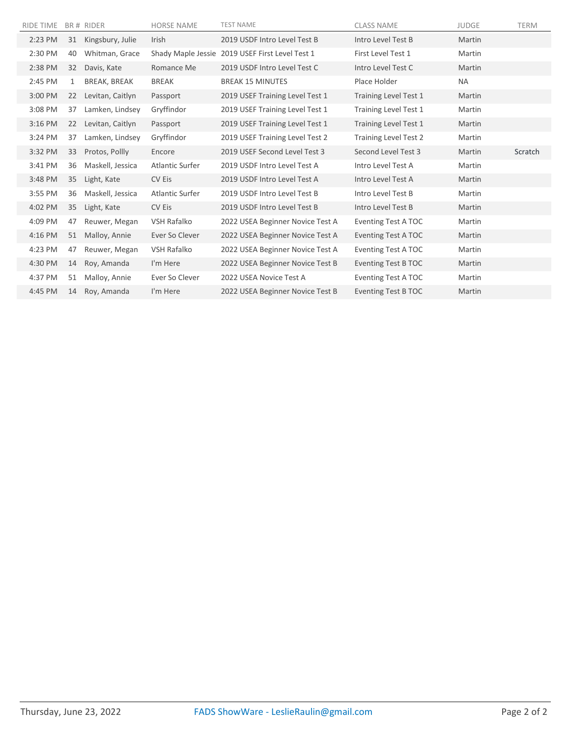| RIDE TIME | BR # | RIDER | HORSE NAME | TEST NAME | CLASS NAME | JUDGE | TERM |
|---|---|---|---|---|---|---|---|
| 2:23 PM | 31 | Kingsbury, Julie | Irish | 2019 USDF Intro Level Test B | Intro Level Test B | Martin | |
| 2:30 PM | 40 | Whitman, Grace | Shady Maple Jessie | 2019 USEF First Level Test 1 | First Level Test 1 | Martin | |
| 2:38 PM | 32 | Davis, Kate | Romance Me | 2019 USDF Intro Level Test C | Intro Level Test C | Martin | |
| 2:45 PM | 1 | BREAK, BREAK | BREAK | BREAK 15 MINUTES | Place Holder | NA | |
| 3:00 PM | 22 | Levitan, Caitlyn | Passport | 2019 USEF Training Level Test 1 | Training Level Test 1 | Martin | |
| 3:08 PM | 37 | Lamken, Lindsey | Gryffindor | 2019 USEF Training Level Test 1 | Training Level Test 1 | Martin | |
| 3:16 PM | 22 | Levitan, Caitlyn | Passport | 2019 USEF Training Level Test 1 | Training Level Test 1 | Martin | |
| 3:24 PM | 37 | Lamken, Lindsey | Gryffindor | 2019 USEF Training Level Test 2 | Training Level Test 2 | Martin | |
| 3:32 PM | 33 | Protos, Pollly | Encore | 2019 USEF Second Level Test 3 | Second Level Test 3 | Martin | Scratch |
| 3:41 PM | 36 | Maskell, Jessica | Atlantic Surfer | 2019 USDF Intro Level Test A | Intro Level Test A | Martin | |
| 3:48 PM | 35 | Light, Kate | CV Eis | 2019 USDF Intro Level Test A | Intro Level Test A | Martin | |
| 3:55 PM | 36 | Maskell, Jessica | Atlantic Surfer | 2019 USDF Intro Level Test B | Intro Level Test B | Martin | |
| 4:02 PM | 35 | Light, Kate | CV Eis | 2019 USDF Intro Level Test B | Intro Level Test B | Martin | |
| 4:09 PM | 47 | Reuwer, Megan | VSH Rafalko | 2022 USEA Beginner Novice Test A | Eventing Test A TOC | Martin | |
| 4:16 PM | 51 | Malloy, Annie | Ever So Clever | 2022 USEA Beginner Novice Test A | Eventing Test A TOC | Martin | |
| 4:23 PM | 47 | Reuwer, Megan | VSH Rafalko | 2022 USEA Beginner Novice Test A | Eventing Test A TOC | Martin | |
| 4:30 PM | 14 | Roy, Amanda | I'm Here | 2022 USEA Beginner Novice Test B | Eventing Test B TOC | Martin | |
| 4:37 PM | 51 | Malloy, Annie | Ever So Clever | 2022 USEA Novice Test A | Eventing Test A TOC | Martin | |
| 4:45 PM | 14 | Roy, Amanda | I'm Here | 2022 USEA Beginner Novice Test B | Eventing Test B TOC | Martin | |

Thursday, June 23, 2022 — FADS ShowWare - LeslieRaulin@gmail.com